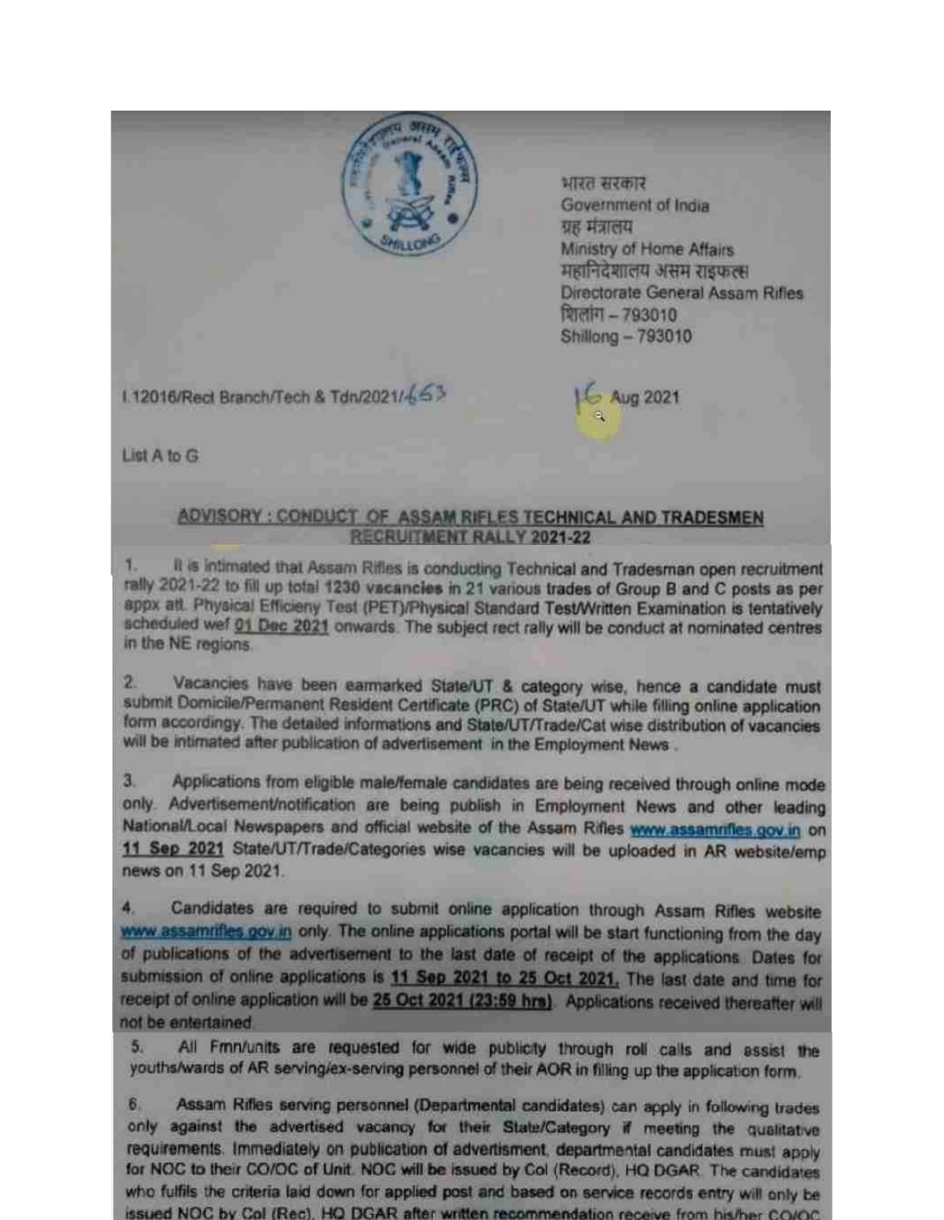भारत सरकार
Government of India
ग्रह मंत्रालय
Ministry of Home Affairs
महानिदेशालय असम राइफल्स
Directorate General Assam Rifles
शिलांग – 793010
Shillong – 793010

I.12016/Rect Branch/Tech & Tdn/2021/663

16 Aug 2021

List A to G

## ADVISORY : CONDUCT OF ASSAM RIFLES TECHNICAL AND TRADESMEN RECRUITMENT RALLY 2021-22

1. It is intimated that Assam Rifles is conducting Technical and Tradesman open recruitment rally 2021-22 to fill up total **1230 vacancies** in 21 various trades of Group B and C posts as per appx att. Physical Efficieny Test (PET)/Physical Standard Test/Written Examination is tentatively scheduled wef **01 Dec 2021** onwards. The subject rect rally will be conduct at nominated centres in the NE regions.

2. Vacancies have been earmarked State/UT & category wise, hence a candidate must submit Domicile/Permanent Resident Certificate (PRC) of State/UT while filling online application form accordingy. The detailed informations and State/UT/Trade/Cat wise distribution of vacancies will be intimated after publication of advertisement in the Employment News.

3. Applications from eligible male/female candidates are being received through online mode only. Advertisement/notification are being publish in Employment News and other leading National/Local Newspapers and official website of the Assam Rifles www.assamrifles.gov.in on **11 Sep 2021** State/UT/Trade/Categories wise vacancies will be uploaded in AR website/emp news on 11 Sep 2021.

4. Candidates are required to submit online application through Assam Rifles website www.assamrifles.gov.in only. The online applications portal will be start functioning from the day of publications of the advertisement to the last date of receipt of the applications. Dates for submission of online applications is **11 Sep 2021 to 25 Oct 2021.** The last date and time for receipt of online application will be **25 Oct 2021 (23:59 hrs)**. Applications received thereafter will not be entertained.

5. All Fmn/units are requested for wide publicity through roll calls and assist the youths/wards of AR serving/ex-serving personnel of their AOR in filling up the application form.

6. Assam Rifles serving personnel (Departmental candidates) can apply in following trades only against the advertised vacancy for their State/Category if meeting the qualitative requirements. Immediately on publication of advertisment, departmental candidates must apply for NOC to their CO/OC of Unit. NOC will be issued by Col (Record), HQ DGAR. The candidates who fulfils the criteria laid down for applied post and based on service records entry will only be issued NOC by Col (Rec), HQ DGAR after written recommendation receive from his/her CO/OC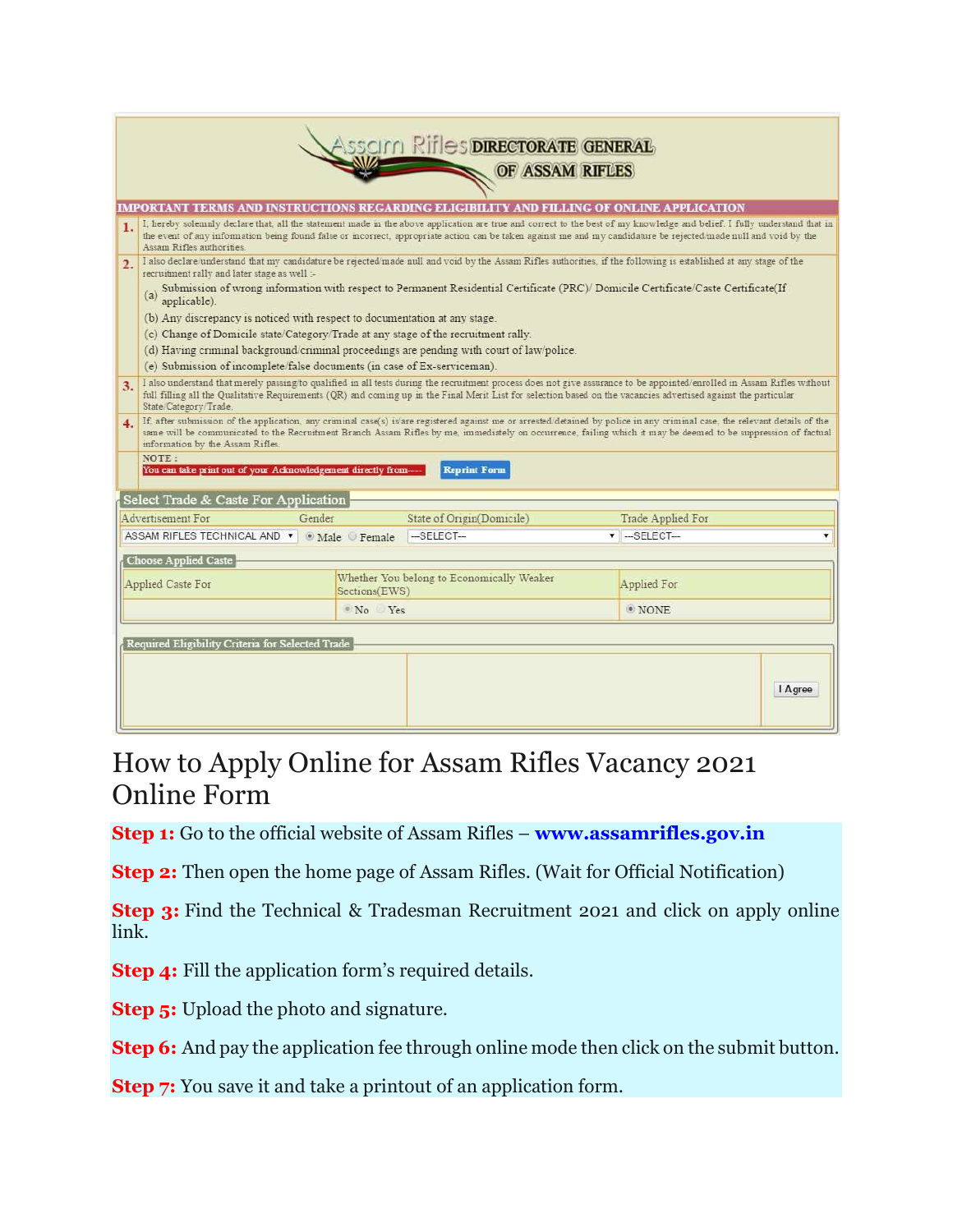Assam Rifles DIRECTORATE GENERAL OF ASSAM RIFLES

IMPORTANT TERMS AND INSTRUCTIONS REGARDING ELIGIBILITY AND FILLING OF ONLINE APPLICATION

1. I, hereby solemnly declare that, all the statement made in the above application are true and correct to the best of my knowledge and belief. I fully understand that in the event of any information being found false or incorrect, appropriate action can be taken against me and my candidature be rejected/made null and void by the Assam Rifles authorities.

2. I also declare/understand that my candidature be rejected/made null and void by the Assam Rifles authorities, if the following is established at any stage of the recruitment rally and later stage as well :-
   - (a) Submission of wrong information with respect to Permanent Residential Certificate (PRC)/ Domicile Certificate/Caste Certificate(If applicable).
   - (b) Any discrepancy is noticed with respect to documentation at any stage.
   - (c) Change of Domicile state/Category/Trade at any stage of the recruitment rally.
   - (d) Having criminal background/criminal proceedings are pending with court of law/police.
   - (e) Submission of incomplete/false documents (in case of Ex-serviceman).

3. I also understand that merely passing/to qualified in all tests during the recruitment process does not give assurance to be appointed/enrolled in Assam Rifles without full filling all the Qualitative Requirements (QR) and coming up in the Final Merit List for selection based on the vacancies advertised against the particular State/Category/Trade.

4. If, after submission of the application, any criminal case(s) is/are registered against me or arrested/detained by police in any criminal case, the relevant details of the same will be communicated to the Recruitment Branch Assam Rifles by me, immediately on occurrence, failing which it may be deemed to be suppression of factual information by the Assam Rifles.

NOTE :
You can take print out of your Acknowledgement directly from---- Reprint Form

**Select Trade & Caste For Application**

| Advertisement For | Gender | State of Origin(Domicile) | Trade Applied For |
|---|---|---|---|
| ASSAM RIFLES TECHNICAL AND | Male / Female | ---SELECT--- | ---SELECT--- |

**Choose Applied Caste**

| Applied Caste For | Whether You belong to Economically Weaker Sections(EWS) | Applied For |
|---|---|---|
| | No / Yes | NONE |

**Required Eligibility Criteria for Selected Trade**

I Agree

# How to Apply Online for Assam Rifles Vacancy 2021 Online Form

**Step 1:** Go to the official website of Assam Rifles – **www.assamrifles.gov.in**

**Step 2:** Then open the home page of Assam Rifles. (Wait for Official Notification)

**Step 3:** Find the Technical & Tradesman Recruitment 2021 and click on apply online link.

**Step 4:** Fill the application form's required details.

**Step 5:** Upload the photo and signature.

**Step 6:** And pay the application fee through online mode then click on the submit button.

**Step 7:** You save it and take a printout of an application form.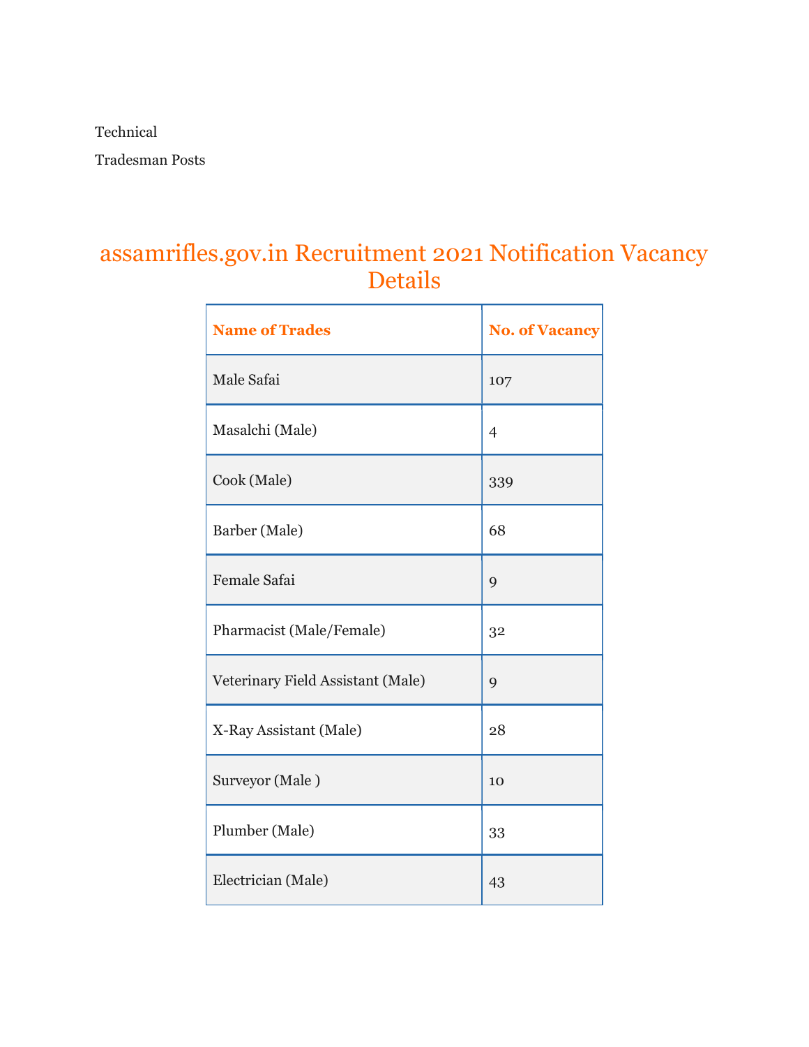Technical

Tradesman Posts

## assamrifles.gov.in Recruitment 2021 Notification Vacancy Details

| **Name of Trades** | **No. of Vacancy** |
|---|---|
| Male Safai | 107 |
| Masalchi (Male) | 4 |
| Cook (Male) | 339 |
| Barber (Male) | 68 |
| Female Safai | 9 |
| Pharmacist (Male/Female) | 32 |
| Veterinary Field Assistant (Male) | 9 |
| X-Ray Assistant (Male) | 28 |
| Surveyor (Male ) | 10 |
| Plumber (Male) | 33 |
| Electrician (Male) | 43 |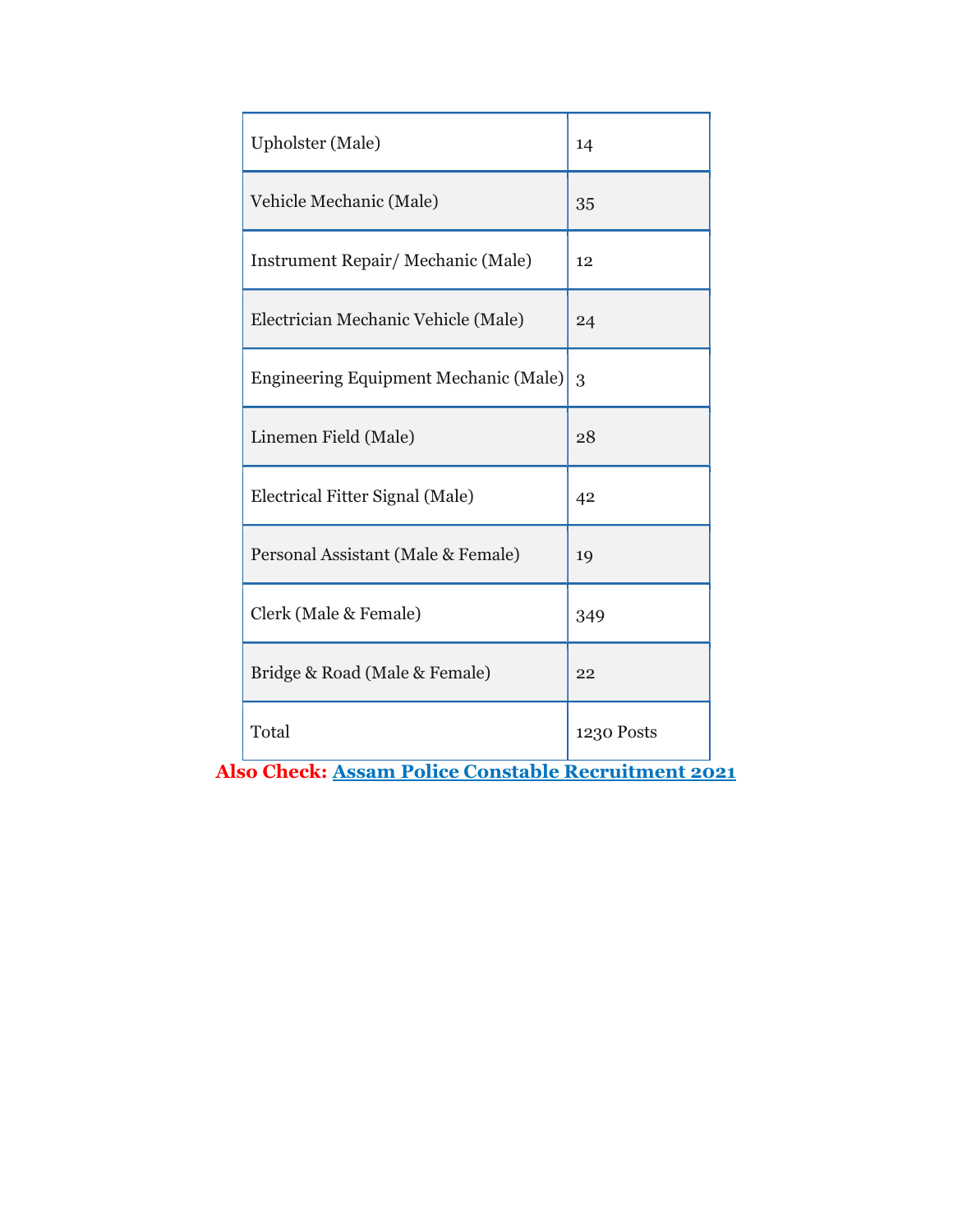| | |
|---|---|
| Upholster (Male) | 14 |
| Vehicle Mechanic (Male) | 35 |
| Instrument Repair/ Mechanic (Male) | 12 |
| Electrician Mechanic Vehicle (Male) | 24 |
| Engineering Equipment Mechanic (Male) | 3 |
| Linemen Field (Male) | 28 |
| Electrical Fitter Signal (Male) | 42 |
| Personal Assistant (Male & Female) | 19 |
| Clerk (Male & Female) | 349 |
| Bridge & Road (Male & Female) | 22 |
| Total | 1230 Posts |

**Also Check: Assam Police Constable Recruitment 2021**